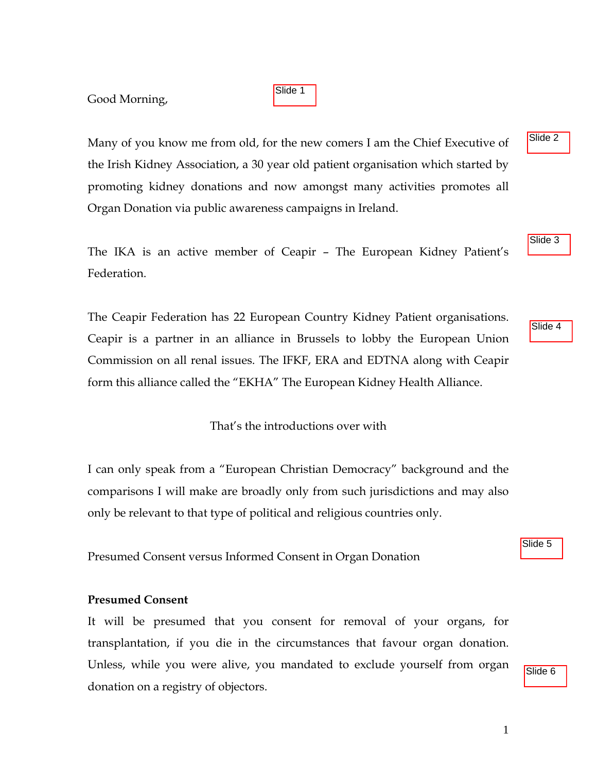Good Morning,

Slide 1

Many of you know me from old, for the new comers I am the Chief Executive of the Irish Kidney Association, a 30 year old patient organisation which started by promoting kidney donations and now amongst many activities promotes all Organ Donation via public awareness campaigns in Ireland.

Slide 2

The IKA is an active member of Ceapir – The European Kidney Patient's Federation.

Slide 3

The Ceapir Federation has 22 European Country Kidney Patient organisations. Ceapir is a partner in an alliance in Brussels to lobby the European Union Commission on all renal issues. The IFKF, ERA and EDTNA along with Ceapir form this alliance called the "EKHA" The European Kidney Health Alliance.

Slide 4

That's the introductions over with

I can only speak from a "European Christian Democracy" background and the comparisons I will make are broadly only from such jurisdictions and may also only be relevant to that type of political and religious countries only.

Slide 5

Presumed Consent versus Informed Consent in Organ Donation

**Presumed Consent**

It will be presumed that you consent for removal of your organs, for transplantation, if you die in the circumstances that favour organ donation. Unless, while you were alive, you mandated to exclude yourself from organ donation on a registry of objectors.

Slide 6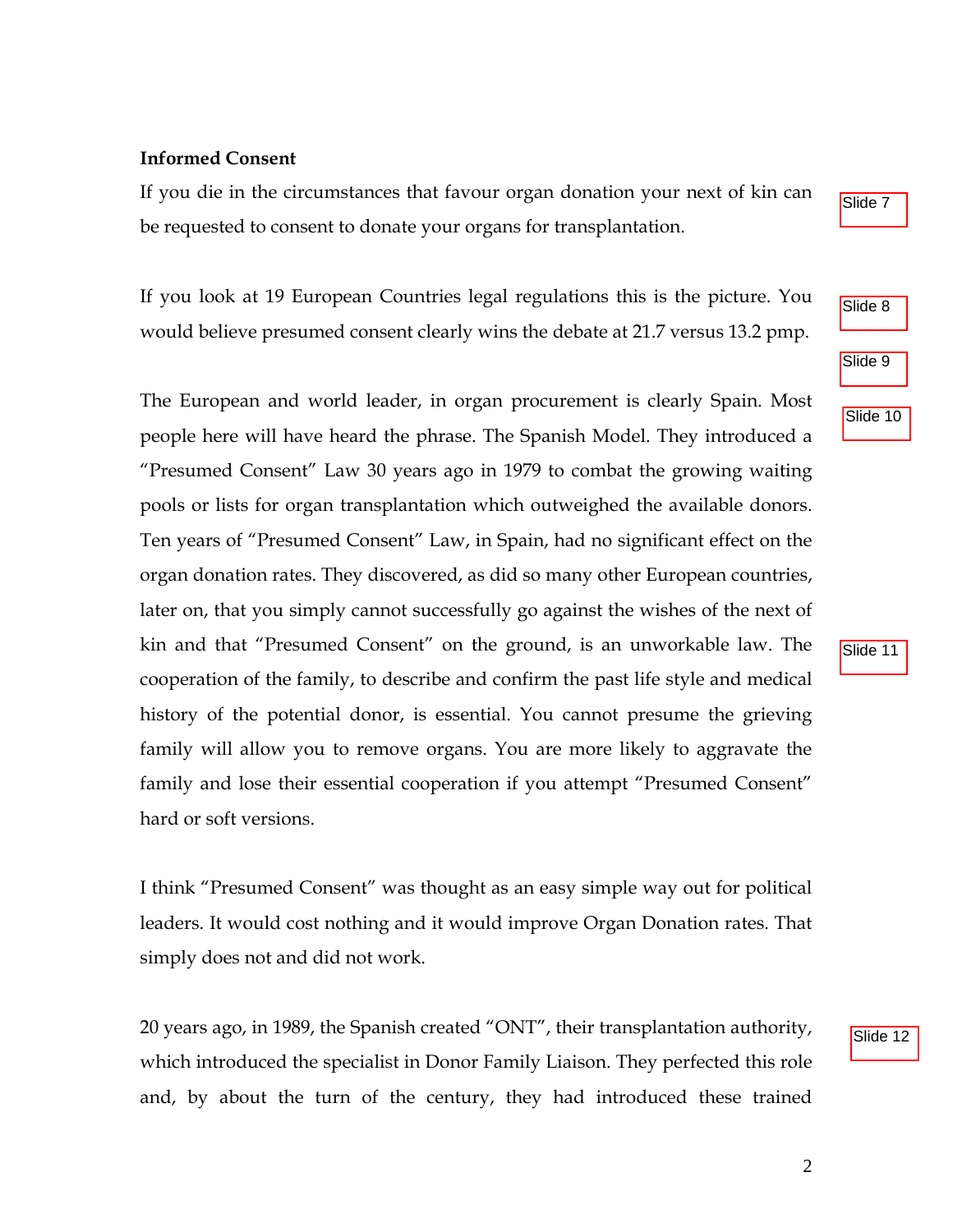**Informed Consent**

If you die in the circumstances that favour organ donation your next of kin can be requested to consent to donate your organs for transplantation.

Slide 7

If you look at 19 European Countries legal regulations this is the picture. You would believe presumed consent clearly wins the debate at 21.7 versus 13.2 pmp.

Slide 8

Slide 9

The European and world leader, in organ procurement is clearly Spain. Most people here will have heard the phrase. The Spanish Model. They introduced a "Presumed Consent" Law 30 years ago in 1979 to combat the growing waiting pools or lists for organ transplantation which outweighed the available donors. Ten years of "Presumed Consent" Law, in Spain, had no significant effect on the organ donation rates. They discovered, as did so many other European countries, later on, that you simply cannot successfully go against the wishes of the next of kin and that "Presumed Consent" on the ground, is an unworkable law. The cooperation of the family, to describe and confirm the past life style and medical history of the potential donor, is essential. You cannot presume the grieving family will allow you to remove organs. You are more likely to aggravate the family and lose their essential cooperation if you attempt "Presumed Consent" hard or soft versions.

Slide 10

Slide 11

I think "Presumed Consent" was thought as an easy simple way out for political leaders. It would cost nothing and it would improve Organ Donation rates. That simply does not and did not work.

20 years ago, in 1989, the Spanish created "ONT", their transplantation authority, which introduced the specialist in Donor Family Liaison. They perfected this role and, by about the turn of the century, they had introduced these trained

Slide 12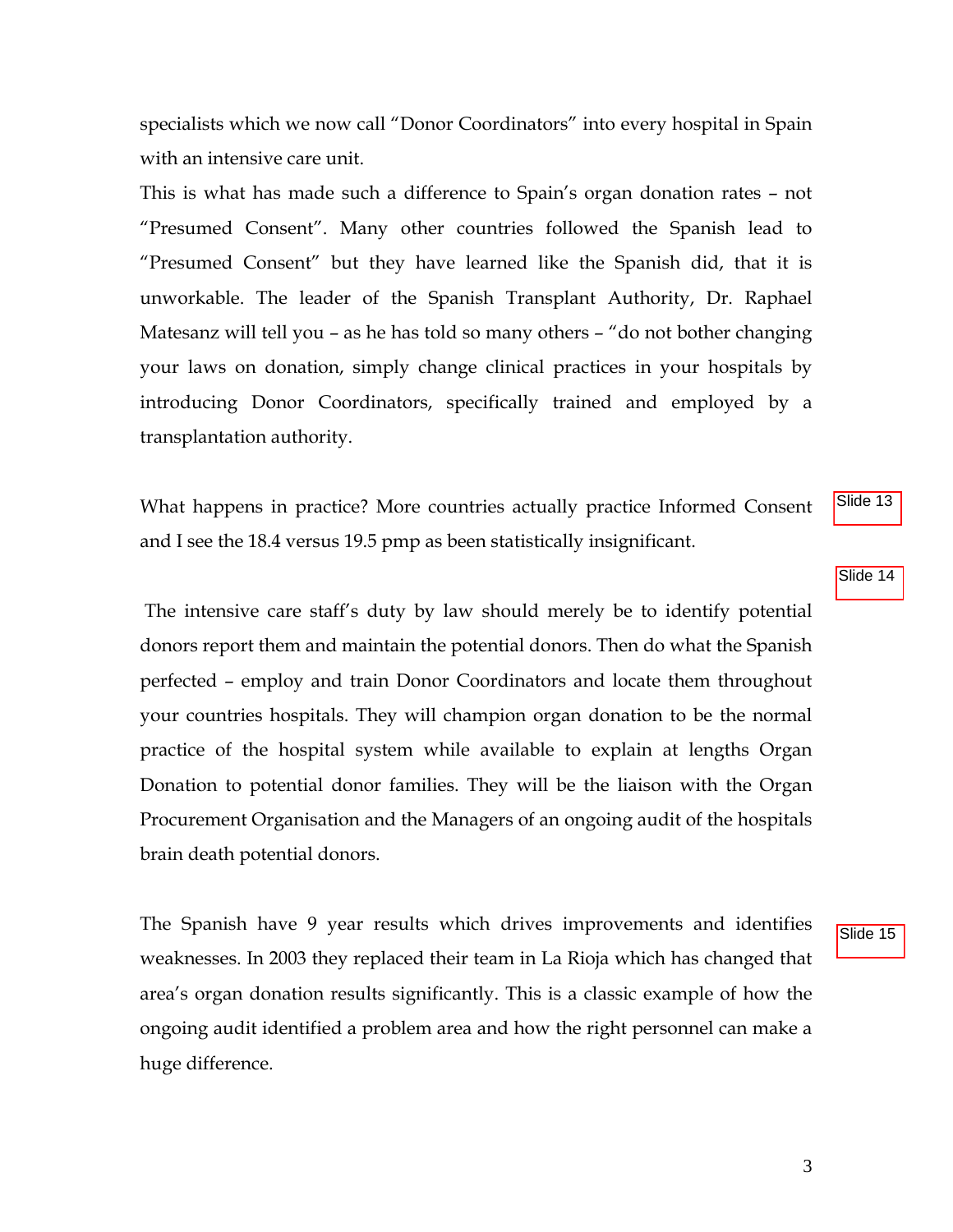specialists which we now call "Donor Coordinators" into every hospital in Spain with an intensive care unit.

This is what has made such a difference to Spain's organ donation rates – not "Presumed Consent". Many other countries followed the Spanish lead to "Presumed Consent" but they have learned like the Spanish did, that it is unworkable. The leader of the Spanish Transplant Authority, Dr. Raphael Matesanz will tell you – as he has told so many others – "do not bother changing your laws on donation, simply change clinical practices in your hospitals by introducing Donor Coordinators, specifically trained and employed by a transplantation authority.

What happens in practice? More countries actually practice Informed Consent and I see the 18.4 versus 19.5 pmp as been statistically insignificant.

Slide 13

Slide 14

The intensive care staff's duty by law should merely be to identify potential donors report them and maintain the potential donors. Then do what the Spanish perfected – employ and train Donor Coordinators and locate them throughout your countries hospitals. They will champion organ donation to be the normal practice of the hospital system while available to explain at lengths Organ Donation to potential donor families. They will be the liaison with the Organ Procurement Organisation and the Managers of an ongoing audit of the hospitals brain death potential donors.

The Spanish have 9 year results which drives improvements and identifies weaknesses. In 2003 they replaced their team in La Rioja which has changed that area's organ donation results significantly. This is a classic example of how the ongoing audit identified a problem area and how the right personnel can make a huge difference.

Slide 15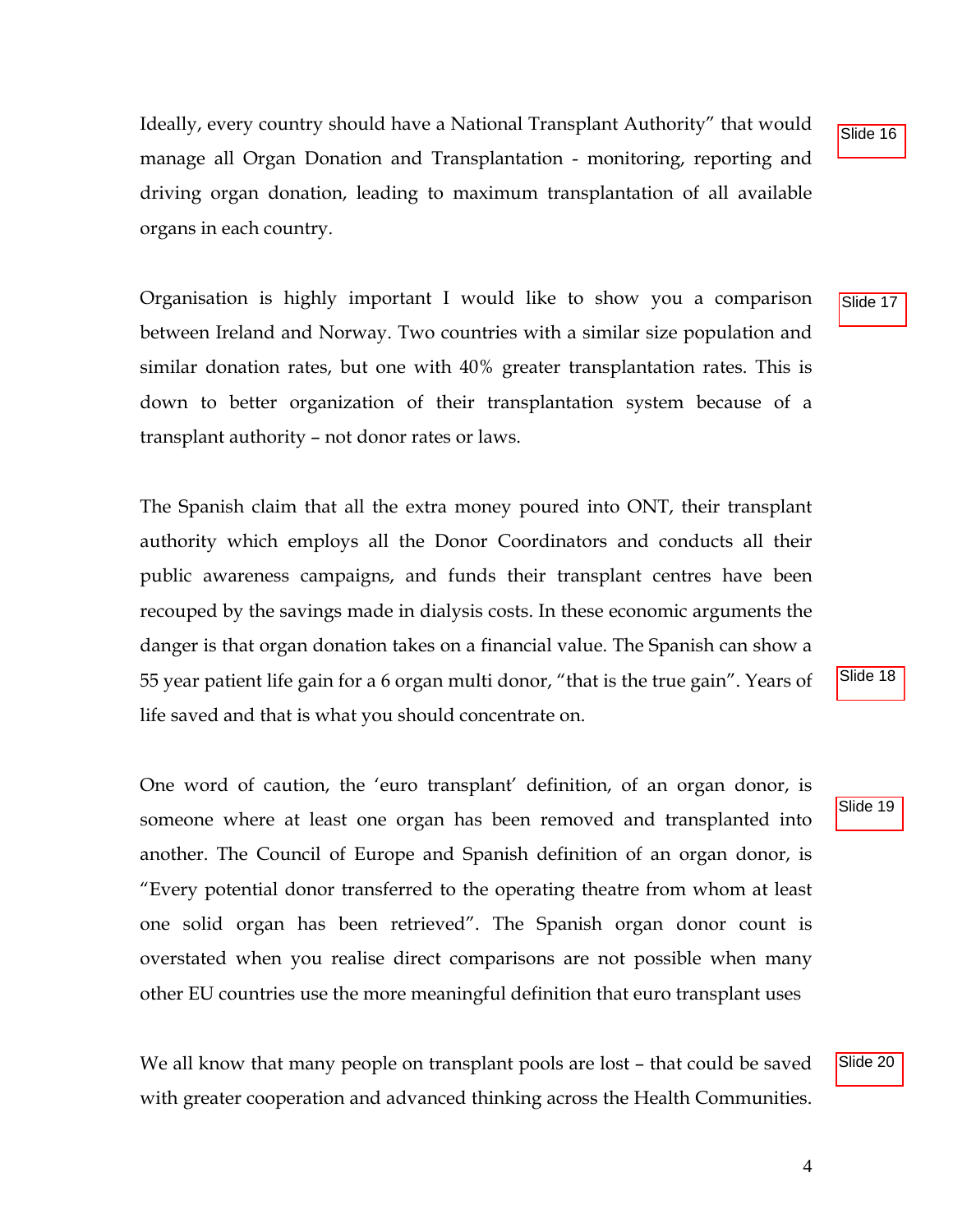Ideally, every country should have a National Transplant Authority" that would manage all Organ Donation and Transplantation - monitoring, reporting and driving organ donation, leading to maximum transplantation of all available organs in each country.

Slide 16

Organisation is highly important I would like to show you a comparison between Ireland and Norway. Two countries with a similar size population and similar donation rates, but one with 40% greater transplantation rates. This is down to better organization of their transplantation system because of a transplant authority – not donor rates or laws.

Slide 17

The Spanish claim that all the extra money poured into ONT, their transplant authority which employs all the Donor Coordinators and conducts all their public awareness campaigns, and funds their transplant centres have been recouped by the savings made in dialysis costs. In these economic arguments the danger is that organ donation takes on a financial value. The Spanish can show a 55 year patient life gain for a 6 organ multi donor, "that is the true gain". Years of life saved and that is what you should concentrate on.

Slide 18

One word of caution, the 'euro transplant' definition, of an organ donor, is someone where at least one organ has been removed and transplanted into another. The Council of Europe and Spanish definition of an organ donor, is "Every potential donor transferred to the operating theatre from whom at least one solid organ has been retrieved". The Spanish organ donor count is overstated when you realise direct comparisons are not possible when many other EU countries use the more meaningful definition that euro transplant uses

Slide 19

We all know that many people on transplant pools are lost – that could be saved with greater cooperation and advanced thinking across the Health Communities.

Slide 20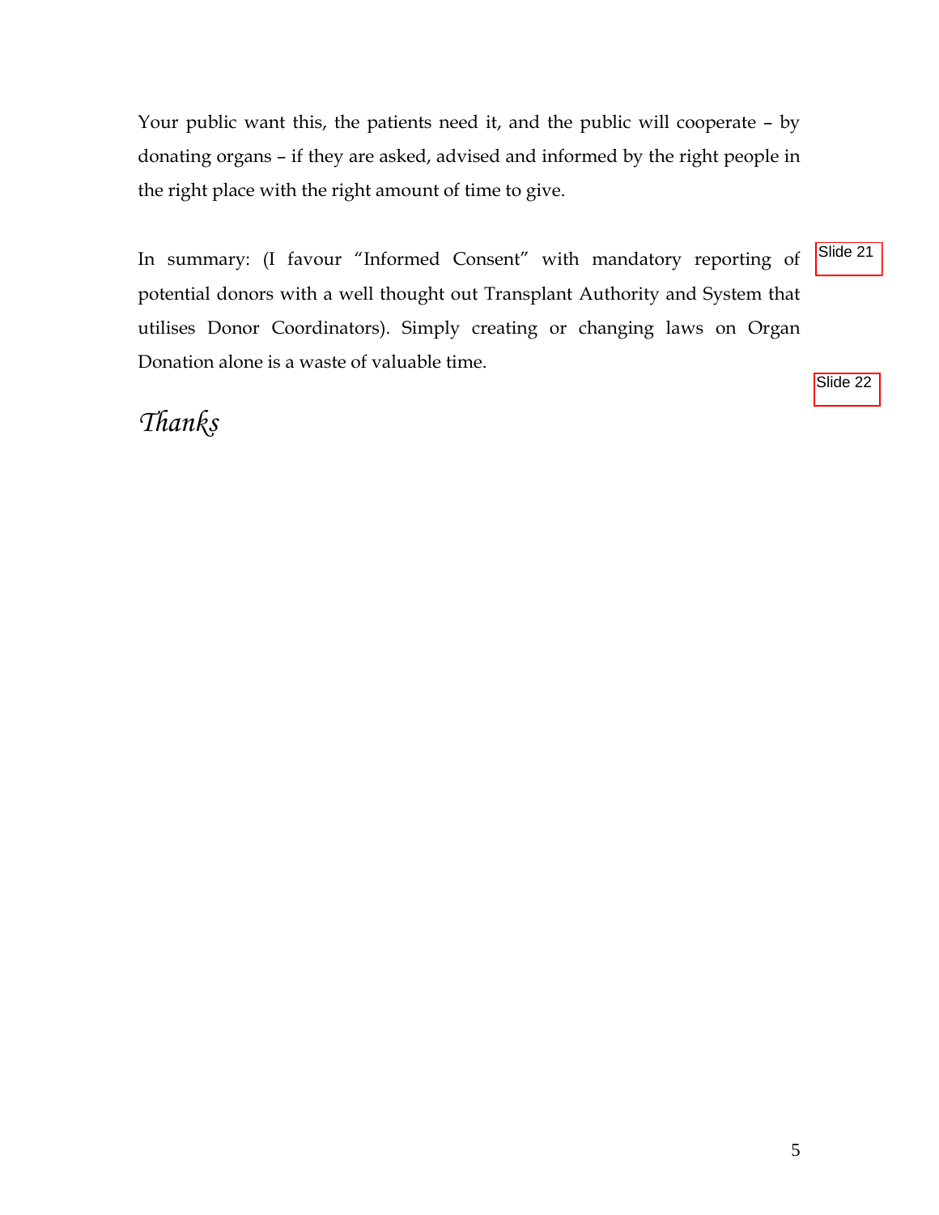Your public want this, the patients need it, and the public will cooperate – by donating organs – if they are asked, advised and informed by the right people in the right place with the right amount of time to give.

In summary: (I favour "Informed Consent" with mandatory reporting of potential donors with a well thought out Transplant Authority and System that utilises Donor Coordinators). Simply creating or changing laws on Organ Donation alone is a waste of valuable time.

Slide 21

Slide 22

*Thanks*